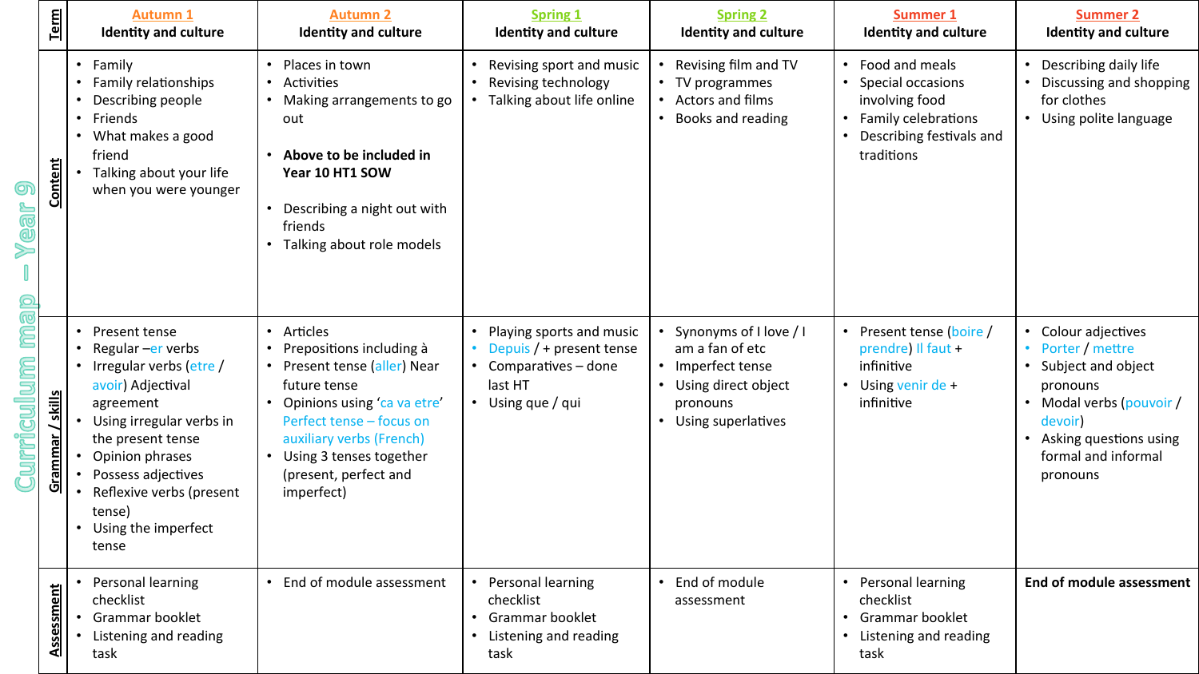# Curriculum map – Year 9

| Term | Autumn 1<br>Identity and culture | Autumn 2<br>Identity and culture | Spring 1<br>Identity and culture | Spring 2<br>Identity and culture | Summer 1<br>Identity and culture | Summer 2<br>Identity and culture |
|---|---|---|---|---|---|---|
| **Content** | • Family<br>• Family relationships<br>• Describing people<br>• Friends<br>• What makes a good friend<br>• Talking about your life when you were younger | • Places in town<br>• Activities<br>• Making arrangements to go out<br><br>• **Above to be included in Year 10 HT1 SOW**<br><br>• Describing a night out with friends<br>• Talking about role models | • Revising sport and music<br>• Revising technology<br>• Talking about life online | • Revising film and TV<br>• TV programmes<br>• Actors and films<br>• Books and reading | • Food and meals<br>• Special occasions involving food<br>• Family celebrations<br>• Describing festivals and traditions | • Describing daily life<br>• Discussing and shopping for clothes<br>• Using polite language |
| **Grammar / skills** | • Present tense<br>• Regular –er verbs<br>• Irregular verbs (etre / avoir) Adjectival agreement<br>• Using irregular verbs in the present tense<br>• Opinion phrases<br>• Possess adjectives<br>• Reflexive verbs (present tense)<br>• Using the imperfect tense | • Articles<br>• Prepositions including à<br>• Present tense (aller) Near future tense<br>• Opinions using 'ca va etre' Perfect tense – focus on auxiliary verbs (French)<br>• Using 3 tenses together (present, perfect and imperfect) | • Playing sports and music<br>• Depuis / + present tense<br>• Comparatives – done last HT<br>• Using que / qui | • Synonyms of I love / I am a fan of etc<br>• Imperfect tense<br>• Using direct object pronouns<br>• Using superlatives | • Present tense (boire / prendre) Il faut + infinitive<br>• Using venir de + infinitive | • Colour adjectives<br>• Porter / mettre<br>• Subject and object pronouns<br>• Modal verbs (pouvoir / devoir)<br>• Asking questions using formal and informal pronouns |
| **Assessment** | • Personal learning checklist<br>• Grammar booklet<br>• Listening and reading task | • End of module assessment | • Personal learning checklist<br>• Grammar booklet<br>• Listening and reading task | • End of module assessment | • Personal learning checklist<br>• Grammar booklet<br>• Listening and reading task | **End of module assessment** |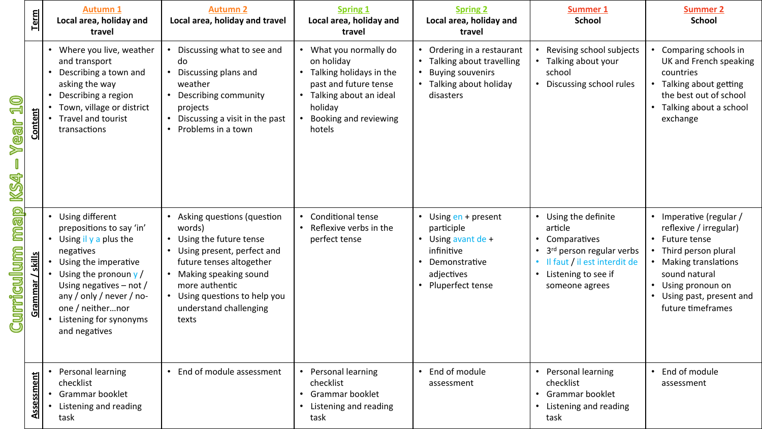# Curriculum map KS4 – Year 10

| Term | Autumn 1<br>Local area, holiday and travel | Autumn 2<br>Local area, holiday and travel | Spring 1<br>Local area, holiday and travel | Spring 2<br>Local area, holiday and travel | Summer 1<br>School | Summer 2<br>School |
|---|---|---|---|---|---|---|
| Content | • Where you live, weather and transport<br>• Describing a town and asking the way<br>• Describing a region<br>• Town, village or district<br>• Travel and tourist transactions | • Discussing what to see and do<br>• Discussing plans and weather<br>• Describing community projects<br>• Discussing a visit in the past<br>• Problems in a town | • What you normally do on holiday<br>• Talking holidays in the past and future tense<br>• Talking about an ideal holiday<br>• Booking and reviewing hotels | • Ordering in a restaurant<br>• Talking about travelling<br>• Buying souvenirs<br>• Talking about holiday disasters | • Revising school subjects<br>• Talking about your school<br>• Discussing school rules | • Comparing schools in UK and French speaking countries<br>• Talking about getting the best out of school<br>• Talking about a school exchange |
| Grammar / skills | • Using different prepositions to say 'in'<br>• Using il y a plus the negatives<br>• Using the imperative<br>• Using the pronoun y / Using negatives – not / any / only / never / no-one / neither…nor<br>• Listening for synonyms and negatives | • Asking questions (question words)<br>• Using the future tense<br>• Using present, perfect and future tenses altogether<br>• Making speaking sound more authentic<br>• Using questions to help you understand challenging texts | • Conditional tense<br>• Reflexive verbs in the perfect tense | • Using en + present participle<br>• Using avant de + infinitive<br>• Demonstrative adjectives<br>• Pluperfect tense | • Using the definite article<br>• Comparatives<br>• 3rd person regular verbs<br>• Il faut / il est interdit de<br>• Listening to see if someone agrees | • Imperative (regular / reflexive / irregular)<br>• Future tense<br>• Third person plural<br>• Making translations sound natural<br>• Using pronoun on<br>• Using past, present and future timeframes |
| Assessment | • Personal learning checklist<br>• Grammar booklet<br>• Listening and reading task | • End of module assessment | • Personal learning checklist<br>• Grammar booklet<br>• Listening and reading task | • End of module assessment | • Personal learning checklist<br>• Grammar booklet<br>• Listening and reading task | • End of module assessment |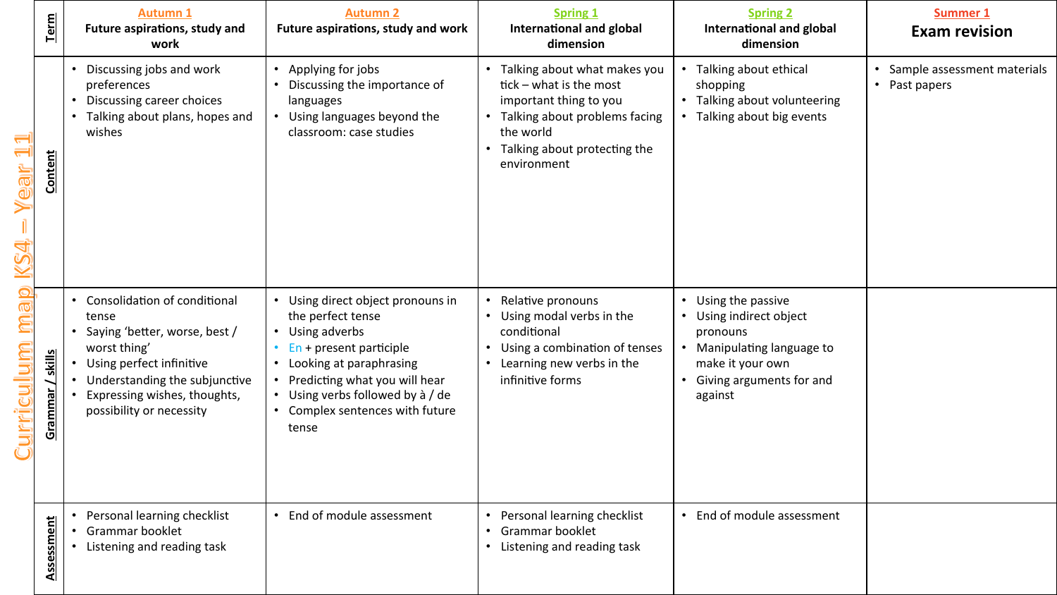# Curriculum map KS4 – Year 11

| Term | Autumn 1<br>Future aspirations, study and work | Autumn 2<br>Future aspirations, study and work | Spring 1<br>International and global dimension | Spring 2<br>International and global dimension | Summer 1<br>Exam revision |
|---|---|---|---|---|---|
| Content | • Discussing jobs and work preferences<br>• Discussing career choices<br>• Talking about plans, hopes and wishes | • Applying for jobs<br>• Discussing the importance of languages<br>• Using languages beyond the classroom: case studies | • Talking about what makes you tick – what is the most important thing to you<br>• Talking about problems facing the world<br>• Talking about protecting the environment | • Talking about ethical shopping<br>• Talking about volunteering<br>• Talking about big events | • Sample assessment materials<br>• Past papers |
| Grammar / skills | • Consolidation of conditional tense<br>• Saying 'better, worse, best / worst thing'<br>• Using perfect infinitive<br>• Understanding the subjunctive<br>• Expressing wishes, thoughts, possibility or necessity | • Using direct object pronouns in the perfect tense<br>• Using adverbs<br>• En + present participle<br>• Looking at paraphrasing<br>• Predicting what you will hear<br>• Using verbs followed by à / de<br>• Complex sentences with future tense | • Relative pronouns<br>• Using modal verbs in the conditional<br>• Using a combination of tenses<br>• Learning new verbs in the infinitive forms | • Using the passive<br>• Using indirect object pronouns<br>• Manipulating language to make it your own<br>• Giving arguments for and against | |
| Assessment | • Personal learning checklist<br>• Grammar booklet<br>• Listening and reading task | • End of module assessment | • Personal learning checklist<br>• Grammar booklet<br>• Listening and reading task | • End of module assessment | |